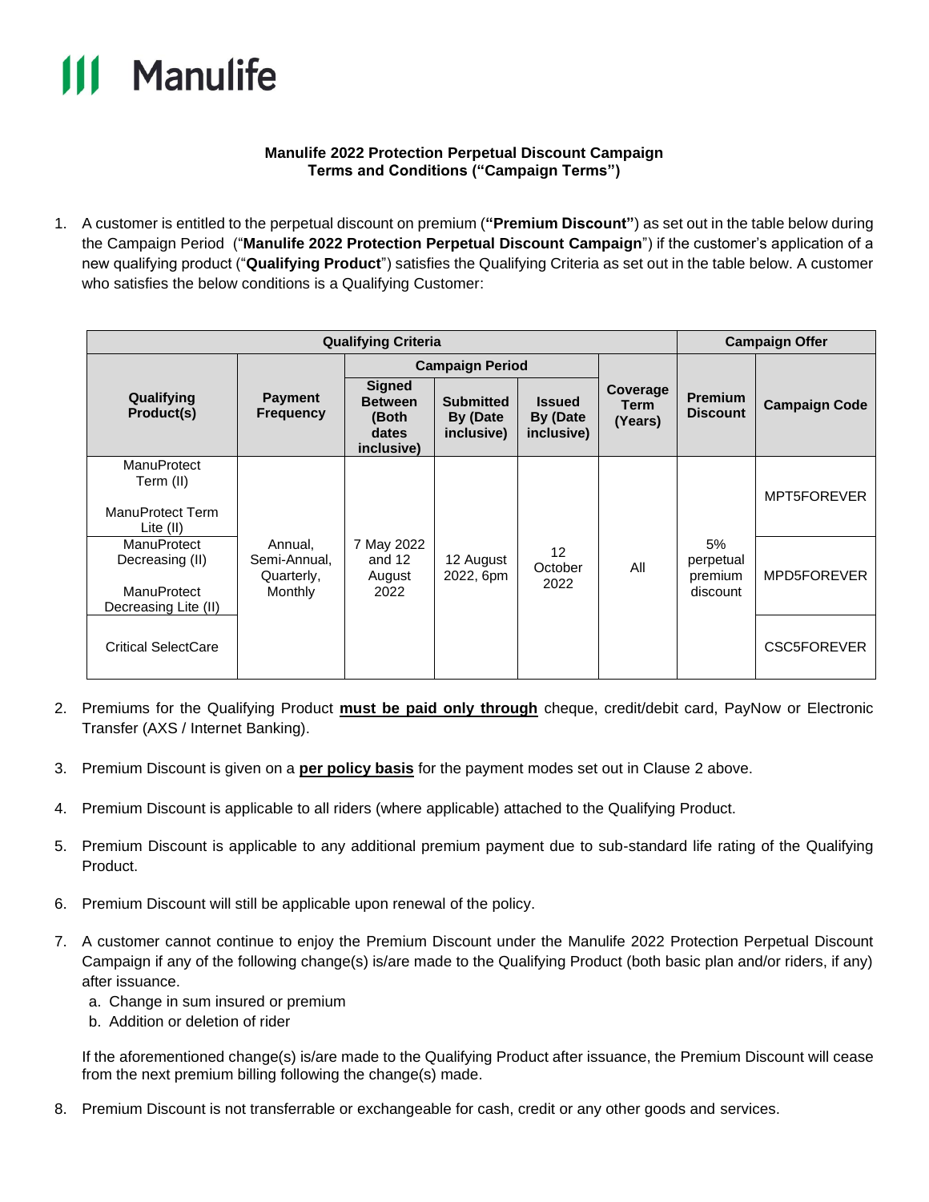**Manulife 2022 Protection Perpetual Discount Campaign**
**Terms and Conditions ("Campaign Terms")**

1. A customer is entitled to the perpetual discount on premium (**"Premium Discount"**) as set out in the table below during the Campaign Period ("**Manulife 2022 Protection Perpetual Discount Campaign**") if the customer's application of a new qualifying product ("**Qualifying Product**") satisfies the Qualifying Criteria as set out in the table below. A customer who satisfies the below conditions is a Qualifying Customer:

| Qualifying Criteria | | | | | | Campaign Offer | |
|---|---|---|---|---|---|---|---|
| Qualifying Product(s) | Payment Frequency | Campaign Period | | | Coverage Term (Years) | Premium Discount | Campaign Code |
| | | Signed Between (Both dates inclusive) | Submitted By (Date inclusive) | Issued By (Date inclusive) | | | |
| ManuProtect Term (II)<br><br>ManuProtect Term Lite (II) | Annual, Semi-Annual, Quarterly, Monthly | 7 May 2022 and 12 August 2022 | 12 August 2022, 6pm | 12 October 2022 | All | 5% perpetual premium discount | MPT5FOREVER |
| ManuProtect Decreasing (II)<br><br>ManuProtect Decreasing Lite (II) | | | | | | | MPD5FOREVER |
| Critical SelectCare | | | | | | | CSC5FOREVER |

2. Premiums for the Qualifying Product **must be paid only through** cheque, credit/debit card, PayNow or Electronic Transfer (AXS / Internet Banking).

3. Premium Discount is given on a **per policy basis** for the payment modes set out in Clause 2 above.

4. Premium Discount is applicable to all riders (where applicable) attached to the Qualifying Product.

5. Premium Discount is applicable to any additional premium payment due to sub-standard life rating of the Qualifying Product.

6. Premium Discount will still be applicable upon renewal of the policy.

7. A customer cannot continue to enjoy the Premium Discount under the Manulife 2022 Protection Perpetual Discount Campaign if any of the following change(s) is/are made to the Qualifying Product (both basic plan and/or riders, if any) after issuance.
   a. Change in sum insured or premium
   b. Addition or deletion of rider

   If the aforementioned change(s) is/are made to the Qualifying Product after issuance, the Premium Discount will cease from the next premium billing following the change(s) made.

8. Premium Discount is not transferrable or exchangeable for cash, credit or any other goods and services.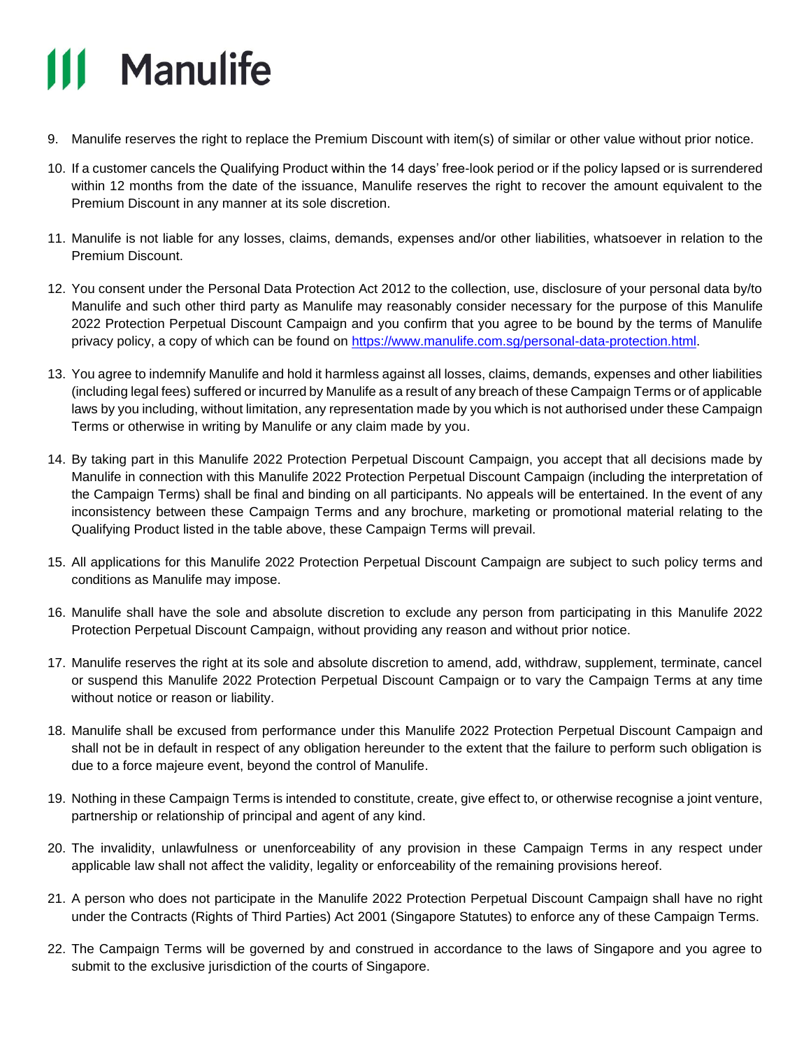9. Manulife reserves the right to replace the Premium Discount with item(s) of similar or other value without prior notice.
10. If a customer cancels the Qualifying Product within the 14 days' free-look period or if the policy lapsed or is surrendered within 12 months from the date of the issuance, Manulife reserves the right to recover the amount equivalent to the Premium Discount in any manner at its sole discretion.
11. Manulife is not liable for any losses, claims, demands, expenses and/or other liabilities, whatsoever in relation to the Premium Discount.
12. You consent under the Personal Data Protection Act 2012 to the collection, use, disclosure of your personal data by/to Manulife and such other third party as Manulife may reasonably consider necessary for the purpose of this Manulife 2022 Protection Perpetual Discount Campaign and you confirm that you agree to be bound by the terms of Manulife privacy policy, a copy of which can be found on [https://www.manulife.com.sg/personal-data-protection.html](https://www.manulife.com.sg/personal-data-protection.html).
13. You agree to indemnify Manulife and hold it harmless against all losses, claims, demands, expenses and other liabilities (including legal fees) suffered or incurred by Manulife as a result of any breach of these Campaign Terms or of applicable laws by you including, without limitation, any representation made by you which is not authorised under these Campaign Terms or otherwise in writing by Manulife or any claim made by you.
14. By taking part in this Manulife 2022 Protection Perpetual Discount Campaign, you accept that all decisions made by Manulife in connection with this Manulife 2022 Protection Perpetual Discount Campaign (including the interpretation of the Campaign Terms) shall be final and binding on all participants. No appeals will be entertained. In the event of any inconsistency between these Campaign Terms and any brochure, marketing or promotional material relating to the Qualifying Product listed in the table above, these Campaign Terms will prevail.
15. All applications for this Manulife 2022 Protection Perpetual Discount Campaign are subject to such policy terms and conditions as Manulife may impose.
16. Manulife shall have the sole and absolute discretion to exclude any person from participating in this Manulife 2022 Protection Perpetual Discount Campaign, without providing any reason and without prior notice.
17. Manulife reserves the right at its sole and absolute discretion to amend, add, withdraw, supplement, terminate, cancel or suspend this Manulife 2022 Protection Perpetual Discount Campaign or to vary the Campaign Terms at any time without notice or reason or liability.
18. Manulife shall be excused from performance under this Manulife 2022 Protection Perpetual Discount Campaign and shall not be in default in respect of any obligation hereunder to the extent that the failure to perform such obligation is due to a force majeure event, beyond the control of Manulife.
19. Nothing in these Campaign Terms is intended to constitute, create, give effect to, or otherwise recognise a joint venture, partnership or relationship of principal and agent of any kind.
20. The invalidity, unlawfulness or unenforceability of any provision in these Campaign Terms in any respect under applicable law shall not affect the validity, legality or enforceability of the remaining provisions hereof.
21. A person who does not participate in the Manulife 2022 Protection Perpetual Discount Campaign shall have no right under the Contracts (Rights of Third Parties) Act 2001 (Singapore Statutes) to enforce any of these Campaign Terms.
22. The Campaign Terms will be governed by and construed in accordance to the laws of Singapore and you agree to submit to the exclusive jurisdiction of the courts of Singapore.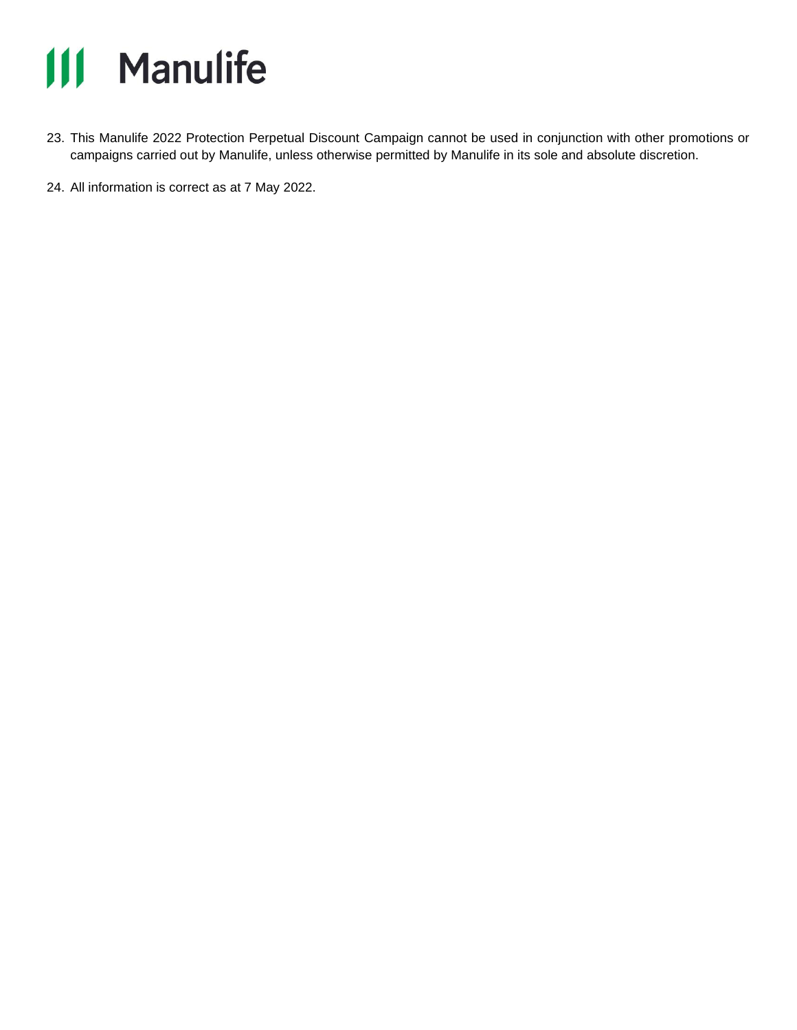23. This Manulife 2022 Protection Perpetual Discount Campaign cannot be used in conjunction with other promotions or campaigns carried out by Manulife, unless otherwise permitted by Manulife in its sole and absolute discretion.

24. All information is correct as at 7 May 2022.